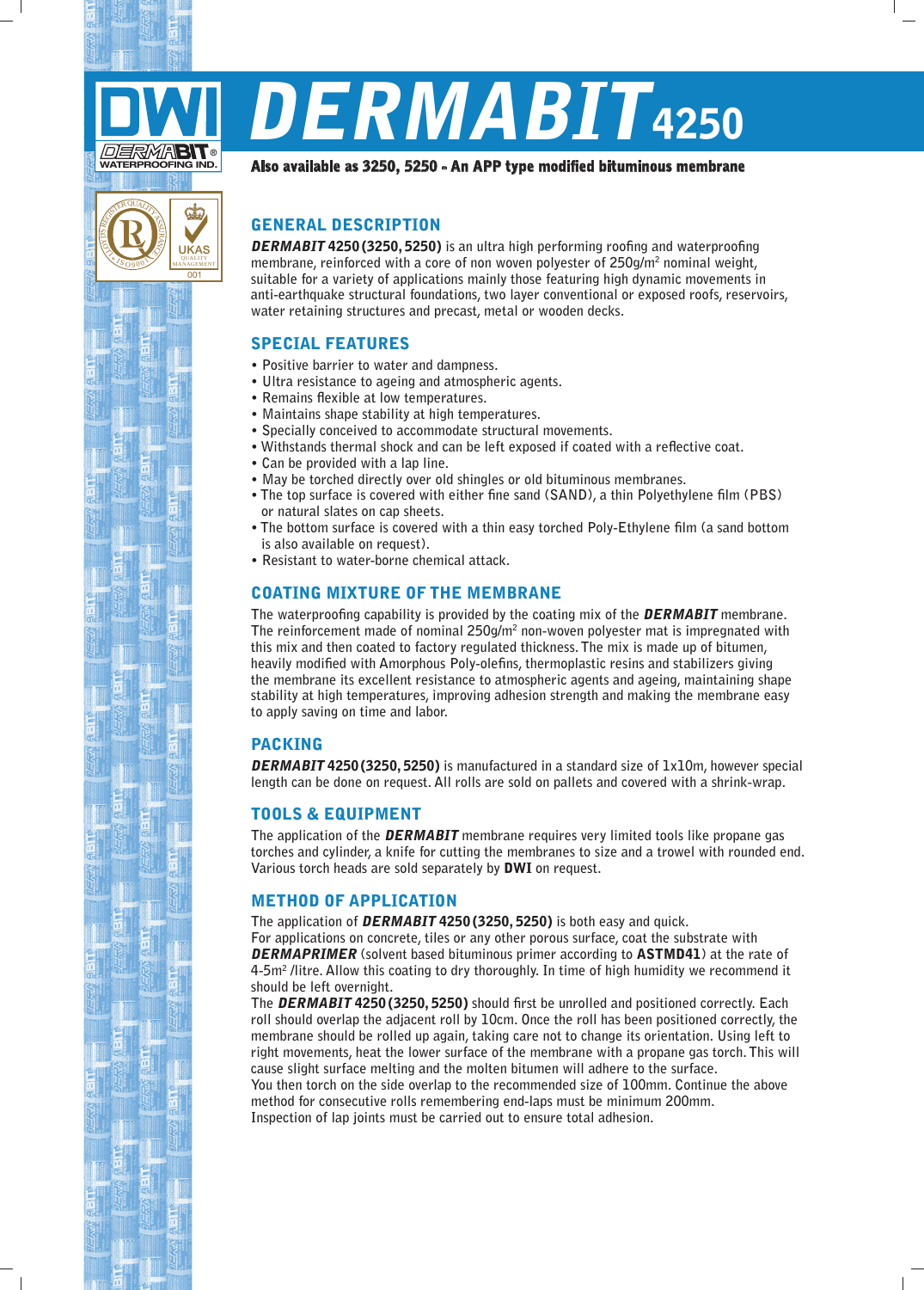# DERMABIT 4250

**Also available as 3250, 5250 - An APP type modified bituminous membrane**

## GENERAL DESCRIPTION

***DERMABIT* 4250 (3250, 5250)** is an ultra high performing roofing and waterproofing membrane, reinforced with a core of non woven polyester of 250g/m$^2$ nominal weight, suitable for a variety of applications mainly those featuring high dynamic movements in anti-earthquake structural foundations, two layer conventional or exposed roofs, reservoirs, water retaining structures and precast, metal or wooden decks.

## SPECIAL FEATURES

- Positive barrier to water and dampness.
- Ultra resistance to ageing and atmospheric agents.
- Remains flexible at low temperatures.
- Maintains shape stability at high temperatures.
- Specially conceived to accommodate structural movements.
- Withstands thermal shock and can be left exposed if coated with a reflective coat.
- Can be provided with a lap line.
- May be torched directly over old shingles or old bituminous membranes.
- The top surface is covered with either fine sand (SAND), a thin Polyethylene film (PBS) or natural slates on cap sheets.
- The bottom surface is covered with a thin easy torched Poly-Ethylene film (a sand bottom is also available on request).
- Resistant to water-borne chemical attack.

## COATING MIXTURE OF THE MEMBRANE

The waterproofing capability is provided by the coating mix of the ***DERMABIT*** membrane. The reinforcement made of nominal 250g/m$^2$ non-woven polyester mat is impregnated with this mix and then coated to factory regulated thickness. The mix is made up of bitumen, heavily modified with Amorphous Poly-olefins, thermoplastic resins and stabilizers giving the membrane its excellent resistance to atmospheric agents and ageing, maintaining shape stability at high temperatures, improving adhesion strength and making the membrane easy to apply saving on time and labor.

## PACKING

***DERMABIT* 4250 (3250, 5250)** is manufactured in a standard size of 1x10m, however special length can be done on request. All rolls are sold on pallets and covered with a shrink-wrap.

## TOOLS & EQUIPMENT

The application of the ***DERMABIT*** membrane requires very limited tools like propane gas torches and cylinder, a knife for cutting the membranes to size and a trowel with rounded end. Various torch heads are sold separately by **DWI** on request.

## METHOD OF APPLICATION

The application of ***DERMABIT* 4250 (3250, 5250)** is both easy and quick.
For applications on concrete, tiles or any other porous surface, coat the substrate with ***DERMAPRIMER*** (solvent based bituminous primer according to **ASTMD41**) at the rate of 4-5m$^2$ /litre. Allow this coating to dry thoroughly. In time of high humidity we recommend it should be left overnight.
The ***DERMABIT* 4250 (3250, 5250)** should first be unrolled and positioned correctly. Each roll should overlap the adjacent roll by 10cm. Once the roll has been positioned correctly, the membrane should be rolled up again, taking care not to change its orientation. Using left to right movements, heat the lower surface of the membrane with a propane gas torch. This will cause slight surface melting and the molten bitumen will adhere to the surface.
You then torch on the side overlap to the recommended size of 100mm. Continue the above method for consecutive rolls remembering end-laps must be minimum 200mm.
Inspection of lap joints must be carried out to ensure total adhesion.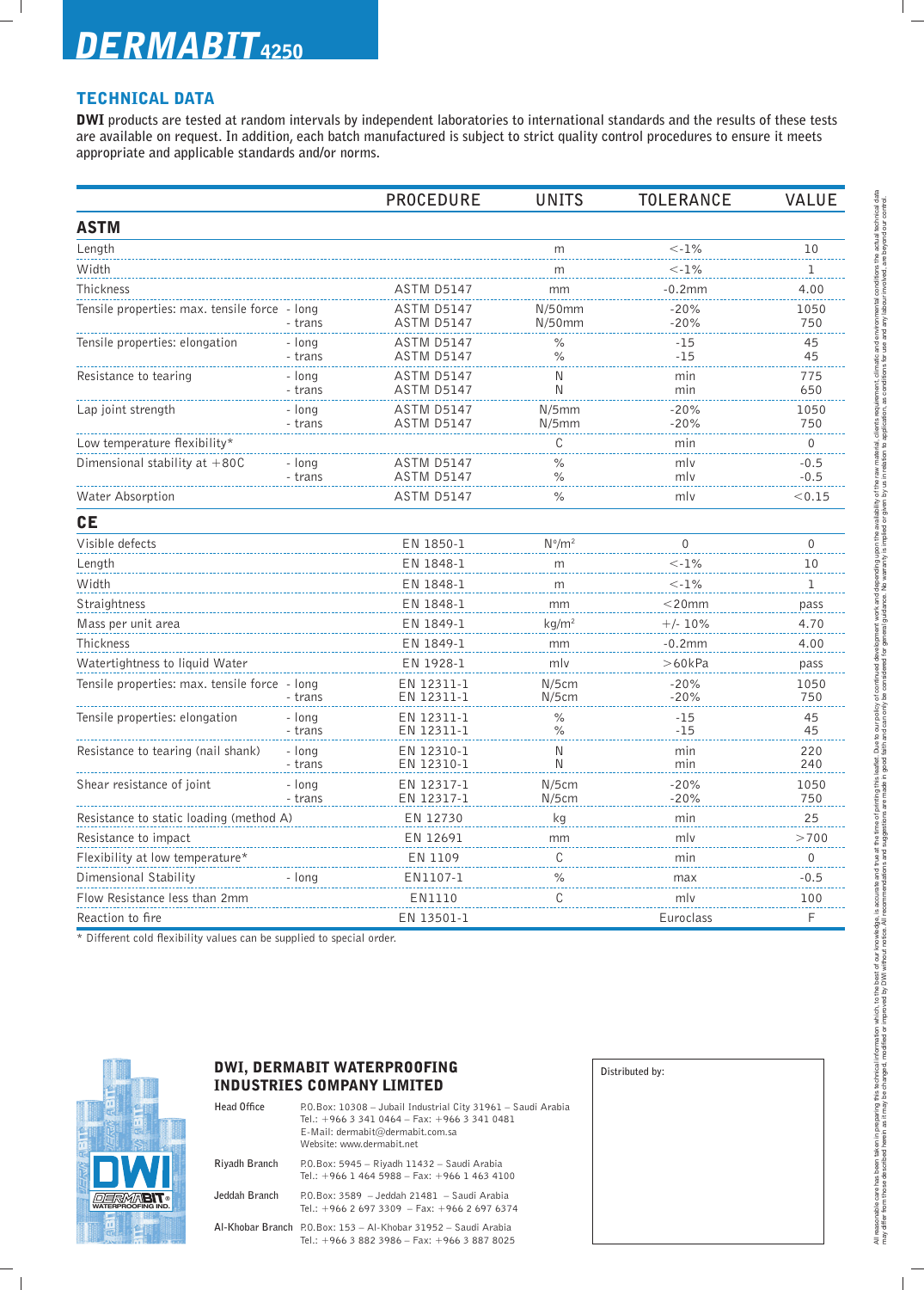# DERMABIT 4250

## TECHNICAL DATA

**DWI** products are tested at random intervals by independent laboratories to international standards and the results of these tests are available on request. In addition, each batch manufactured is subject to strict quality control procedures to ensure it meets appropriate and applicable standards and/or norms.

| | | PROCEDURE | UNITS | TOLERANCE | VALUE |
|---|---|---|---|---|---|
| **ASTM** | | | | | |
| Length | | | m | <-1% | 10 |
| Width | | | m | <-1% | 1 |
| Thickness | | ASTM D5147 | mm | -0.2mm | 4.00 |
| Tensile properties: max. tensile force | - long | ASTM D5147 | N/50mm | -20% | 1050 |
| | - trans | ASTM D5147 | N/50mm | -20% | 750 |
| Tensile properties: elongation | - long | ASTM D5147 | % | -15 | 45 |
| | - trans | ASTM D5147 | % | -15 | 45 |
| Resistance to tearing | - long | ASTM D5147 | N | min | 775 |
| | - trans | ASTM D5147 | N | min | 650 |
| Lap joint strength | - long | ASTM D5147 | N/5mm | -20% | 1050 |
| | - trans | ASTM D5147 | N/5mm | -20% | 750 |
| Low temperature flexibility* | | | C | min | 0 |
| Dimensional stability at +80C | - long | ASTM D5147 | % | mlv | -0.5 |
| | - trans | ASTM D5147 | % | mlv | -0.5 |
| Water Absorption | | ASTM D5147 | % | mlv | <0.15 |
| **CE** | | | | | |
| Visible defects | | EN 1850-1 | N°/m² | 0 | 0 |
| Length | | EN 1848-1 | m | <-1% | 10 |
| Width | | EN 1848-1 | m | <-1% | 1 |
| Straightness | | EN 1848-1 | mm | <20mm | pass |
| Mass per unit area | | EN 1849-1 | kg/m² | +/- 10% | 4.70 |
| Thickness | | EN 1849-1 | mm | -0.2mm | 4.00 |
| Watertightness to liquid Water | | EN 1928-1 | mlv | >60kPa | pass |
| Tensile properties: max. tensile force | - long | EN 12311-1 | N/5cm | -20% | 1050 |
| | - trans | EN 12311-1 | N/5cm | -20% | 750 |
| Tensile properties: elongation | - long | EN 12311-1 | % | -15 | 45 |
| | - trans | EN 12311-1 | % | -15 | 45 |
| Resistance to tearing (nail shank) | - long | EN 12310-1 | N | min | 220 |
| | - trans | EN 12310-1 | N | min | 240 |
| Shear resistance of joint | - long | EN 12317-1 | N/5cm | -20% | 1050 |
| | - trans | EN 12317-1 | N/5cm | -20% | 750 |
| Resistance to static loading (method A) | | EN 12730 | kg | min | 25 |
| Resistance to impact | | EN 12691 | mm | mlv | >700 |
| Flexibility at low temperature* | | EN 1109 | C | min | 0 |
| Dimensional Stability | - long | EN1107-1 | % | max | -0.5 |
| Flow Resistance less than 2mm | | EN1110 | C | mlv | 100 |
| Reaction to fire | | EN 13501-1 | | Euroclass | F |

* Different cold flexibility values can be supplied to special order.

## DWI, DERMABIT WATERPROOFING INDUSTRIES COMPANY LIMITED

**Head Office**
P.O.Box: 10308 – Jubail Industrial City 31961 – Saudi Arabia
Tel.: +966 3 341 0464 – Fax: +966 3 341 0481
E-Mail: dermabit@dermabit.com.sa
Website: www.dermabit.net

**Riyadh Branch**
P.O.Box: 5945 – Riyadh 11432 – Saudi Arabia
Tel.: +966 1 464 5988 – Fax: +966 1 463 4100

**Jeddah Branch**
P.O.Box: 3589 – Jeddah 21481 – Saudi Arabia
Tel.: +966 2 697 3309 – Fax: +966 2 697 6374

**Al-Khobar Branch**
P.O.Box: 153 – Al-Khobar 31952 – Saudi Arabia
Tel.: +966 3 882 3986 – Fax: +966 3 887 8025

Distributed by:

All reasonable care has been taken in preparing this technical information which, to the best of our knowledge, is accurate and true at the time of printing this leaflet. Due to our policy of continued development work and depending upon the availability of the raw material, clients requirement, climatic and environmental conditions the actual technical data may differ from those described herein as it may be changed, modified or improved by DWI without notice. All recommendations and suggestions are made in good faith and can only be considered for general guidance. No warranty is implied or given by us in relation to application, as conditions for use and any labour involved, are beyond our control.